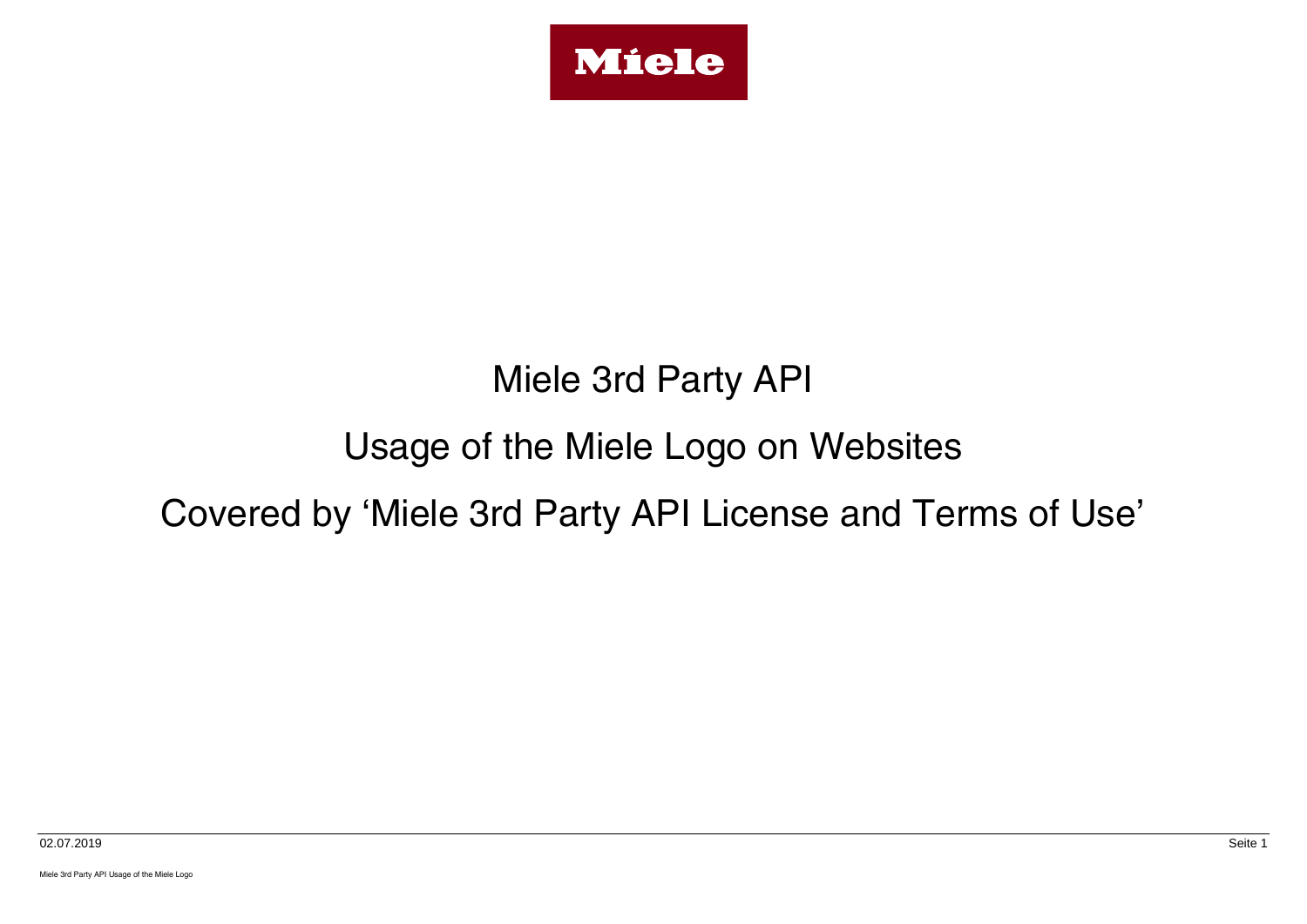Miele

# Miele 3rd Party API

## Usage of the Miele Logo on Websites

## Covered by 'Miele 3rd Party API License and Terms of Use'

02.07.2019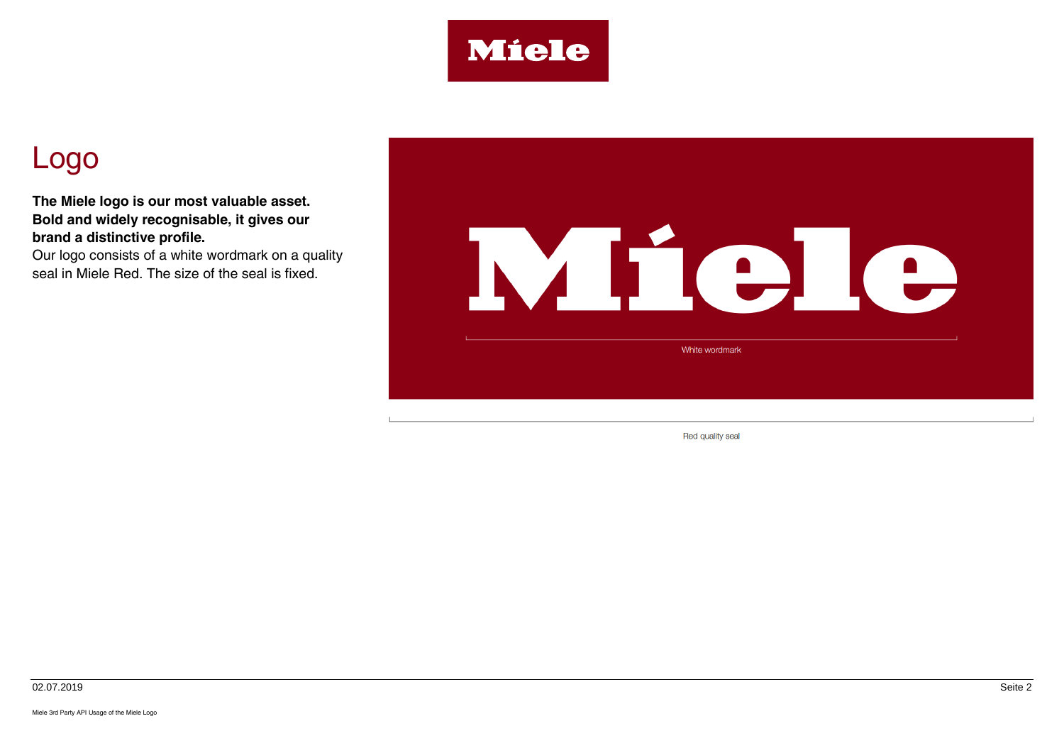# Logo

**The Miele logo is our most valuable asset. Bold and widely recognisable, it gives our brand a distinctive profile.**

Our logo consists of a white wordmark on a quality seal in Miele Red. The size of the seal is fixed.

White wordmark

Red quality seal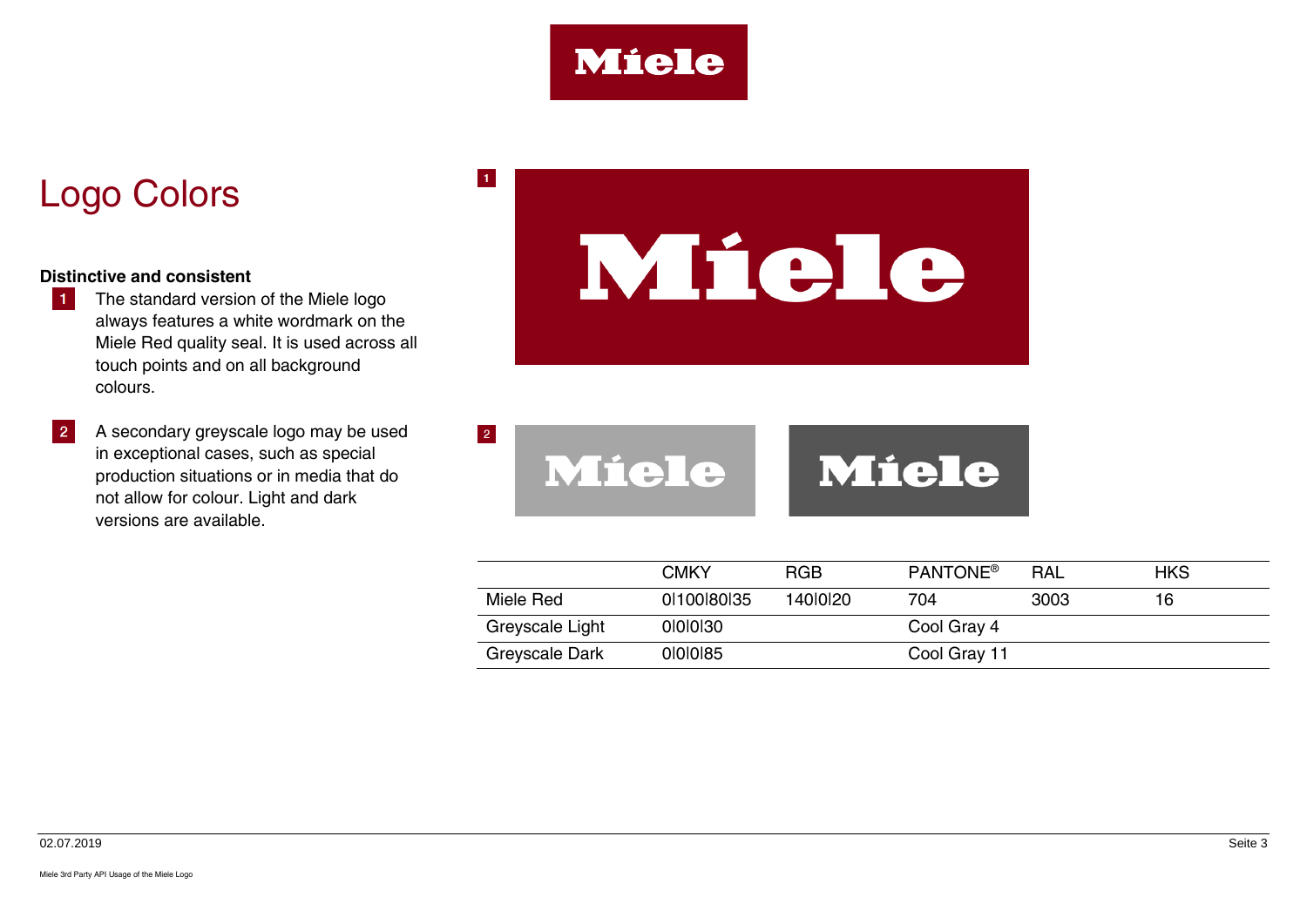# Logo Colors

**Distinctive and consistent**

1. The standard version of the Miele logo always features a white wordmark on the Miele Red quality seal. It is used across all touch points and on all background colours.

2. A secondary greyscale logo may be used in exceptional cases, such as special production situations or in media that do not allow for colour. Light and dark versions are available.

| | CMKY | RGB | PANTONE® | RAL | HKS |
|---|---|---|---|---|---|
| Miele Red | 0\|100\|80\|35 | 140\|0\|20 | 704 | 3003 | 16 |
| Greyscale Light | 0\|0\|0\|30 | | Cool Gray 4 | | |
| Greyscale Dark | 0\|0\|0\|85 | | Cool Gray 11 | | |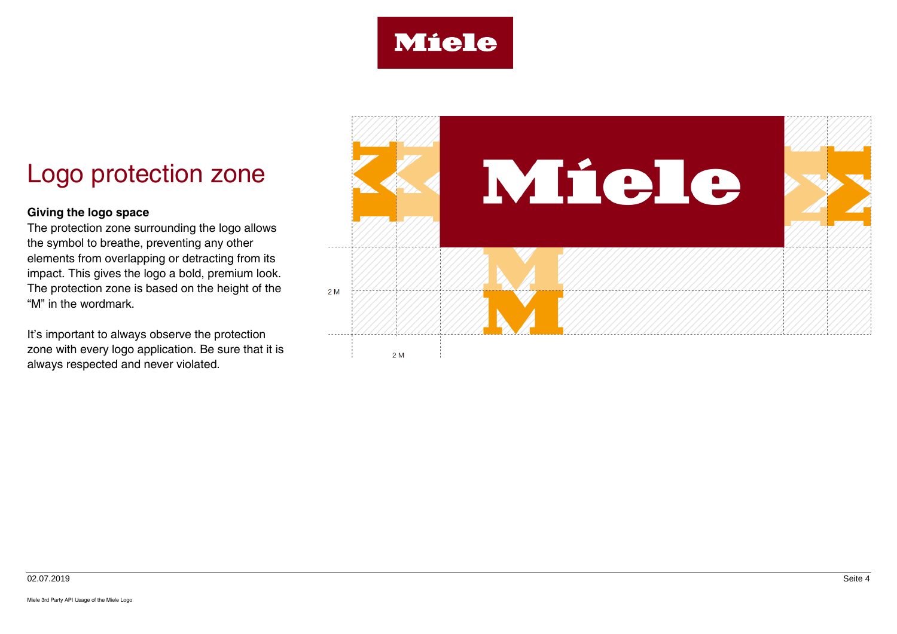# Logo protection zone

**Giving the logo space**

The protection zone surrounding the logo allows the symbol to breathe, preventing any other elements from overlapping or detracting from its impact. This gives the logo a bold, premium look. The protection zone is based on the height of the "M" in the wordmark.

It's important to always observe the protection zone with every logo application. Be sure that it is always respected and never violated.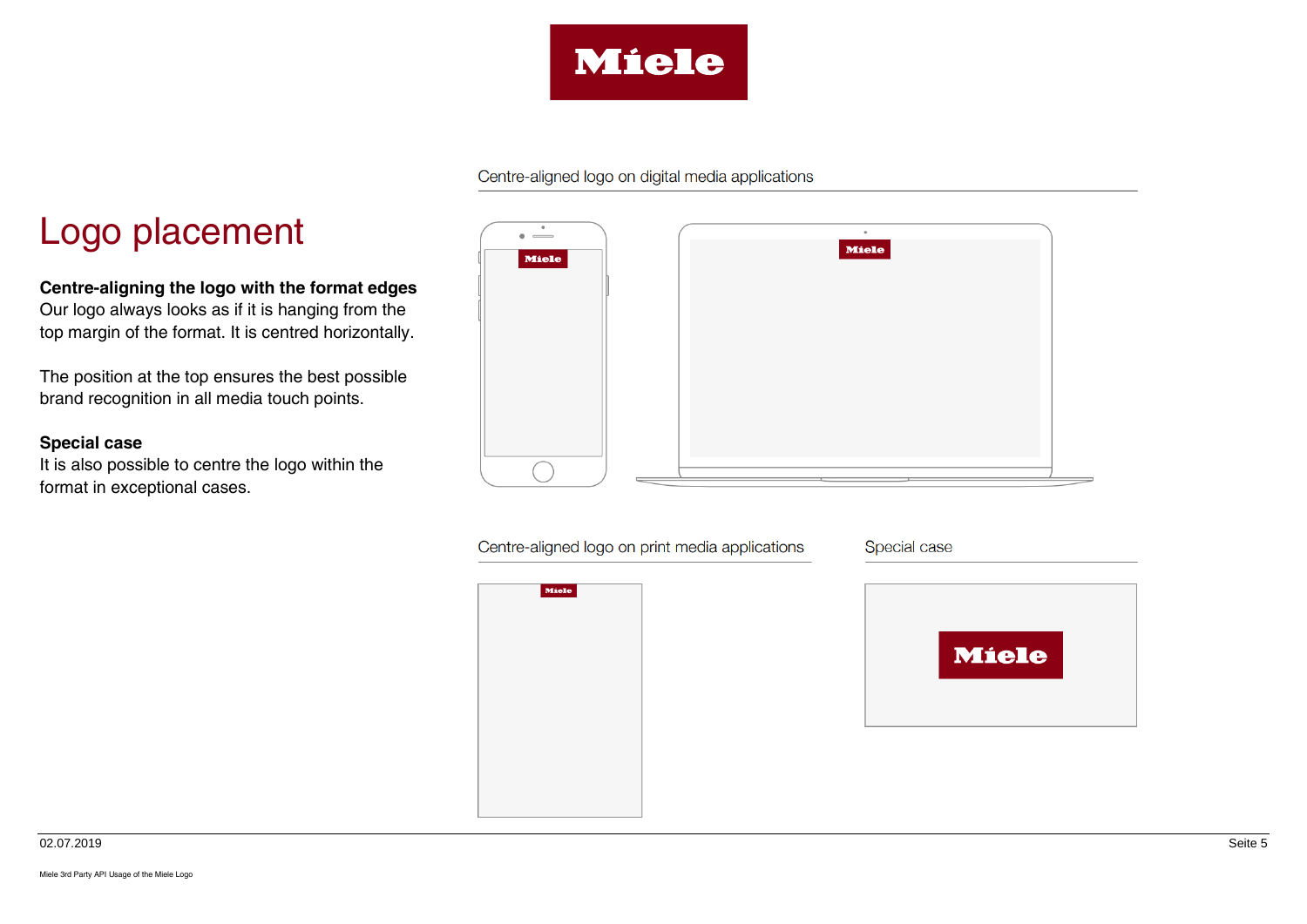# Logo placement

**Centre-aligning the logo with the format edges**
Our logo always looks as if it is hanging from the top margin of the format. It is centred horizontally.

The position at the top ensures the best possible brand recognition in all media touch points.

**Special case**
It is also possible to centre the logo within the format in exceptional cases.

Centre-aligned logo on digital media applications

Centre-aligned logo on print media applications

Special case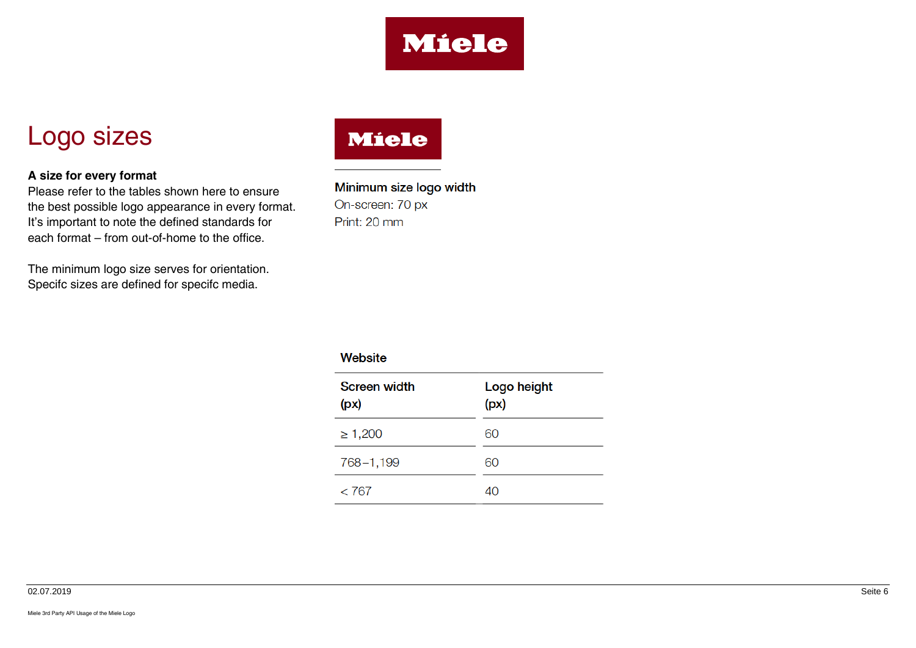# Logo sizes

**A size for every format**
Please refer to the tables shown here to ensure the best possible logo appearance in every format. It's important to note the defined standards for each format – from out-of-home to the office.

The minimum logo size serves for orientation. Specifc sizes are defined for specifc media.

**Minimum size logo width**
On-screen: 70 px
Print: 20 mm

**Website**

| Screen width (px) | Logo height (px) |
|---|---|
| ≥ 1,200 | 60 |
| 768 – 1,199 | 60 |
| < 767 | 40 |

Miele 3rd Party API Usage of the Miele Logo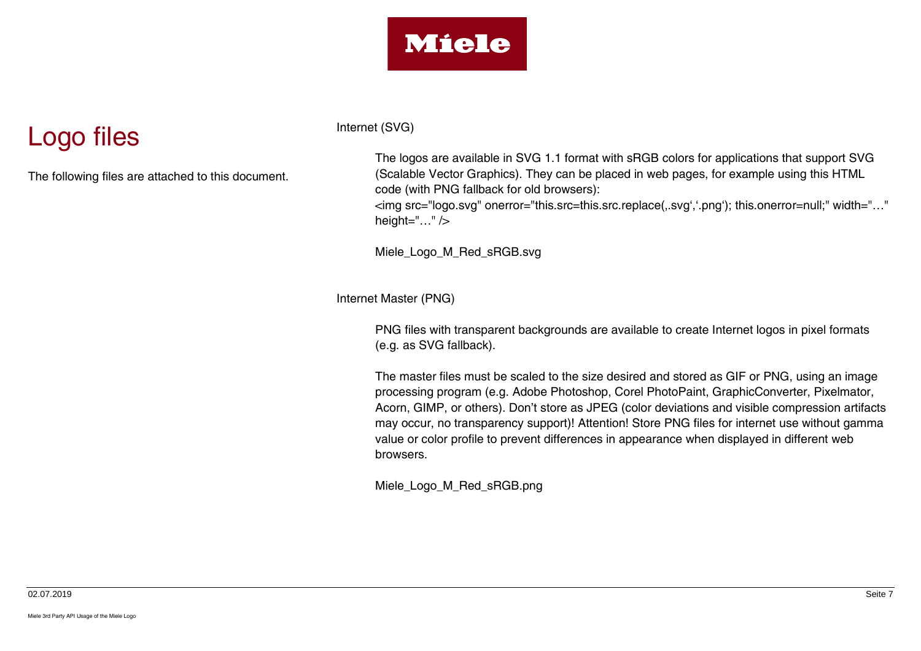# Logo files

The following files are attached to this document.

## Internet (SVG)

The logos are available in SVG 1.1 format with sRGB colors for applications that support SVG (Scalable Vector Graphics). They can be placed in web pages, for example using this HTML code (with PNG fallback for old browsers):

```
<img src="logo.svg" onerror="this.src=this.src.replace(‚.svg‘,‘.png‘); this.onerror=null;" width="…" height="…" />
```

Miele_Logo_M_Red_sRGB.svg

## Internet Master (PNG)

PNG files with transparent backgrounds are available to create Internet logos in pixel formats (e.g. as SVG fallback).

The master files must be scaled to the size desired and stored as GIF or PNG, using an image processing program (e.g. Adobe Photoshop, Corel PhotoPaint, GraphicConverter, Pixelmator, Acorn, GIMP, or others). Don’t store as JPEG (color deviations and visible compression artifacts may occur, no transparency support)! Attention! Store PNG files for internet use without gamma value or color profile to prevent differences in appearance when displayed in different web browsers.

Miele_Logo_M_Red_sRGB.png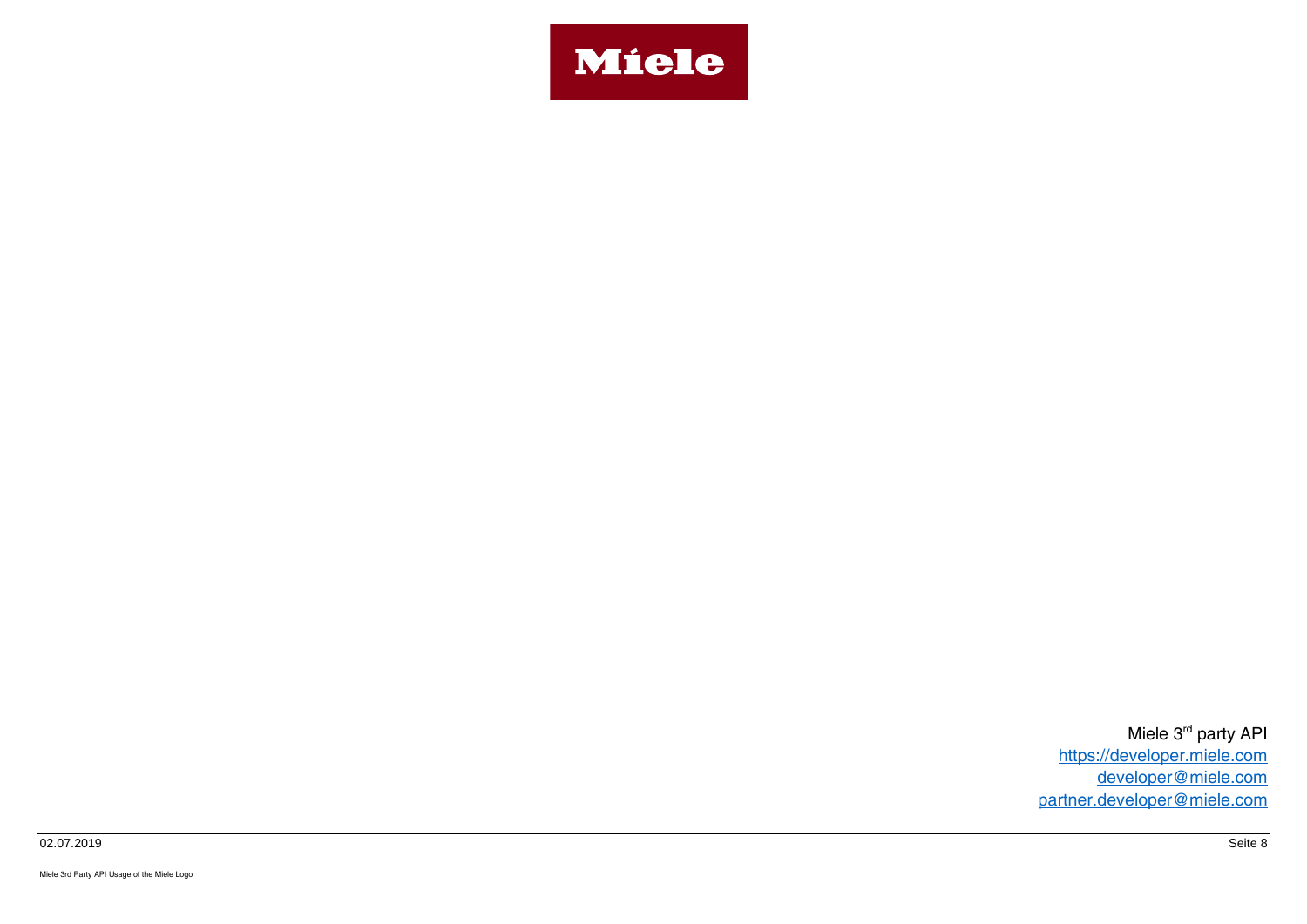Miele 3rd party API
https://developer.miele.com
developer@miele.com
partner.developer@miele.com